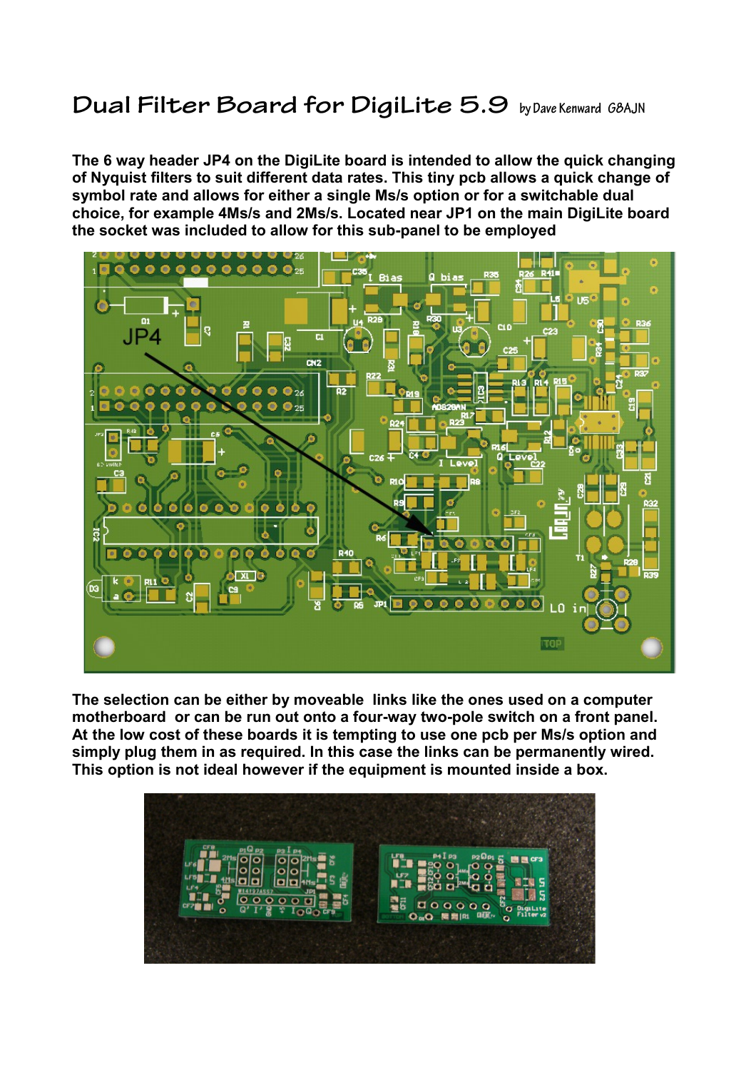# Dual Filter Board for DigiLite 5.9 by Dave Kenward G8AJN

**The 6 way header JP4 on the DigiLite board is intended to allow the quick changing of Nyquist filters to suit different data rates. This tiny pcb allows a quick change of symbol rate and allows for either a single Ms/s option or for a switchable dual choice, for example 4Ms/s and 2Ms/s. Located near JP1 on the main DigiLite board the socket was included to allow for this sub-panel to be employed**

**The selection can be either by moveable links like the ones used on a computer motherboard or can be run out onto a four-way two-pole switch on a front panel. At the low cost of these boards it is tempting to use one pcb per Ms/s option and simply plug them in as required. In this case the links can be permanently wired. This option is not ideal however if the equipment is mounted inside a box.**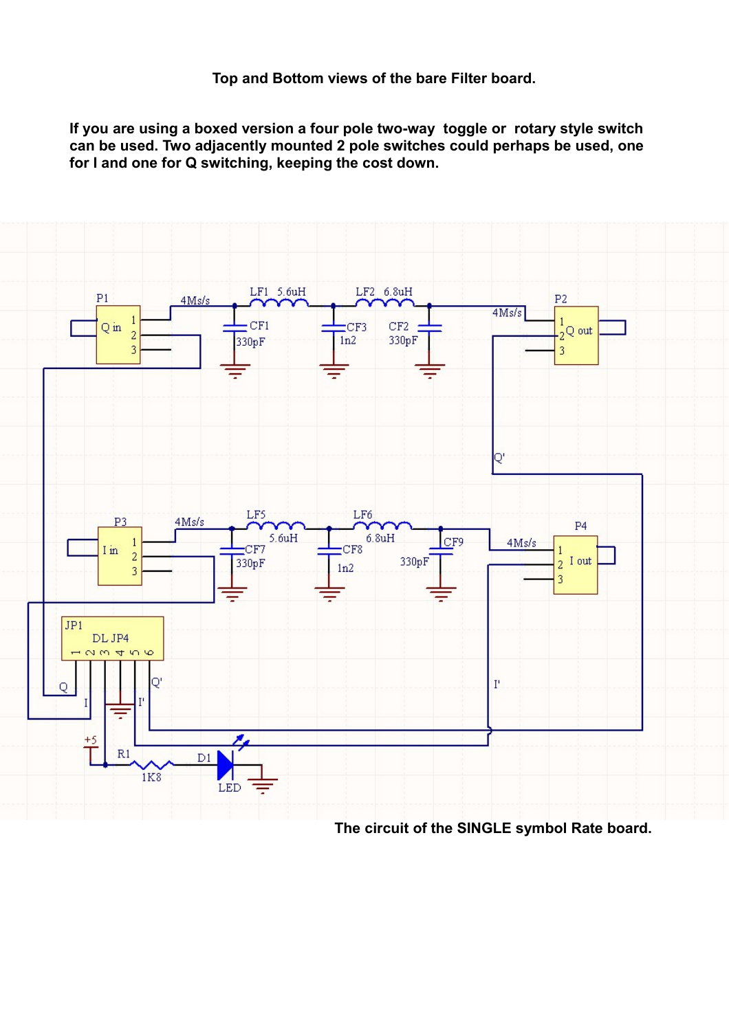**Top and Bottom views of the bare Filter board.**

**If you are using a boxed version a four pole two-way toggle or rotary style switch can be used. Two adjacently mounted 2 pole switches could perhaps be used, one for I and one for Q switching, keeping the cost down.**

**The circuit of the SINGLE symbol Rate board.**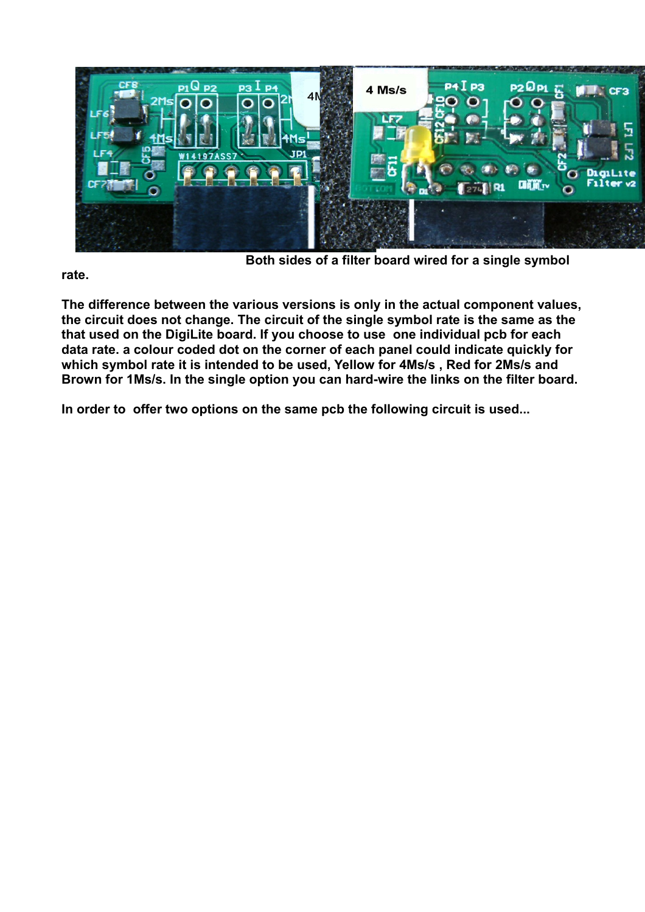Both sides of a filter board wired for a single symbol rate.

**The difference between the various versions is only in the actual component values, the circuit does not change. The circuit of the single symbol rate is the same as the that used on the DigiLite board. If you choose to use one individual pcb for each data rate. a colour coded dot on the corner of each panel could indicate quickly for which symbol rate it is intended to be used, Yellow for 4Ms/s , Red for 2Ms/s and Brown for 1Ms/s. In the single option you can hard-wire the links on the filter board.**

**In order to offer two options on the same pcb the following circuit is used...**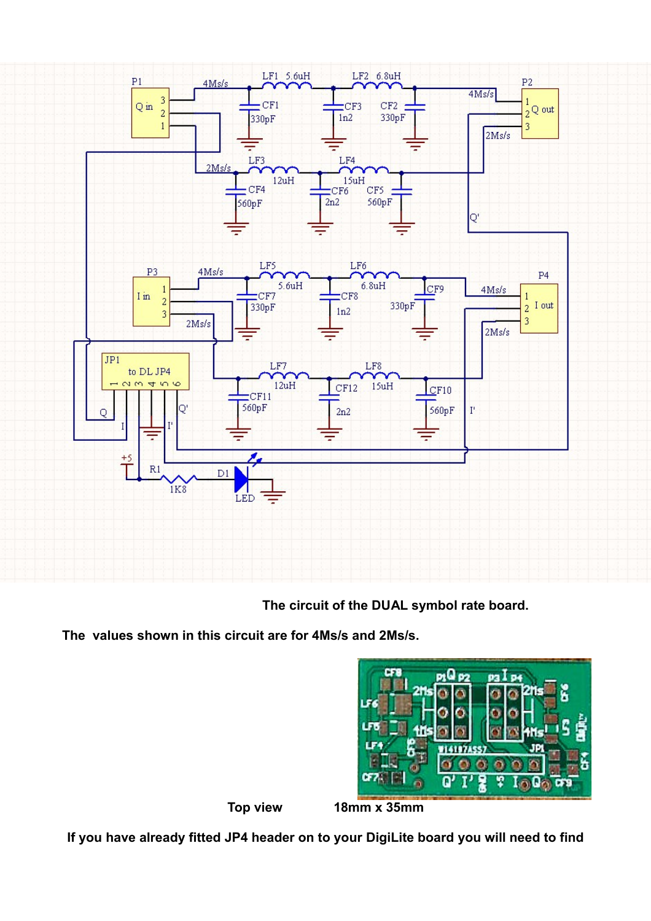**The circuit of the DUAL symbol rate board.**

**The values shown in this circuit are for 4Ms/s and 2Ms/s.**

**Top view** **18mm x 35mm**

**If you have already fitted JP4 header on to your DigiLite board you will need to find**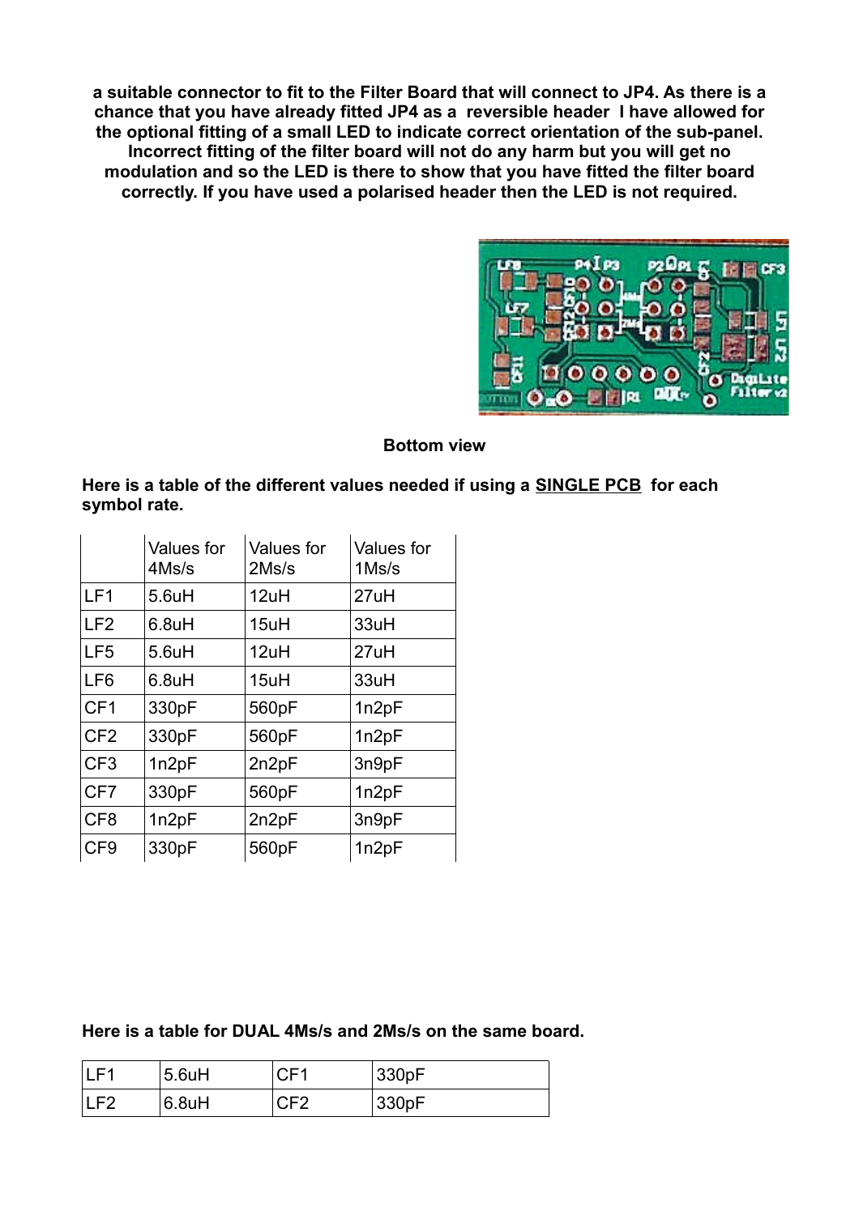**a suitable connector to fit to the Filter Board that will connect to JP4. As there is a chance that you have already fitted JP4 as a reversible header I have allowed for the optional fitting of a small LED to indicate correct orientation of the sub-panel. Incorrect fitting of the filter board will not do any harm but you will get no modulation and so the LED is there to show that you have fitted the filter board correctly. If you have used a polarised header then the LED is not required.**

**Bottom view**

**Here is a table of the different values needed if using a <u>SINGLE PCB</u> for each symbol rate.**

| | Values for 4Ms/s | Values for 2Ms/s | Values for 1Ms/s |
|---|---|---|---|
| LF1 | 5.6uH | 12uH | 27uH |
| LF2 | 6.8uH | 15uH | 33uH |
| LF5 | 5.6uH | 12uH | 27uH |
| LF6 | 6.8uH | 15uH | 33uH |
| CF1 | 330pF | 560pF | 1n2pF |
| CF2 | 330pF | 560pF | 1n2pF |
| CF3 | 1n2pF | 2n2pF | 3n9pF |
| CF7 | 330pF | 560pF | 1n2pF |
| CF8 | 1n2pF | 2n2pF | 3n9pF |
| CF9 | 330pF | 560pF | 1n2pF |

**Here is a table for DUAL 4Ms/s and 2Ms/s on the same board.**

| | | | |
|---|---|---|---|
| LF1 | 5.6uH | CF1 | 330pF |
| LF2 | 6.8uH | CF2 | 330pF |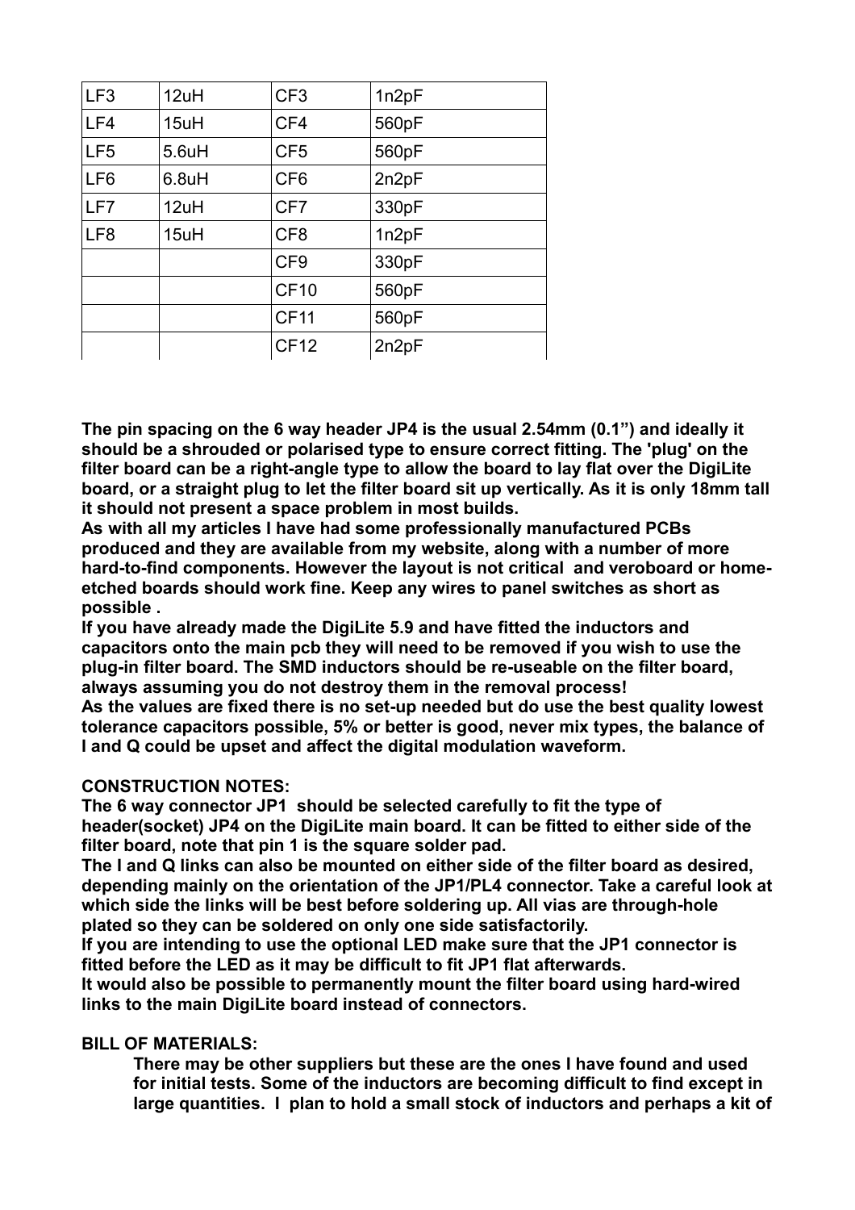| | | | |
|---|---|---|---|
| LF3 | 12uH | CF3 | 1n2pF |
| LF4 | 15uH | CF4 | 560pF |
| LF5 | 5.6uH | CF5 | 560pF |
| LF6 | 6.8uH | CF6 | 2n2pF |
| LF7 | 12uH | CF7 | 330pF |
| LF8 | 15uH | CF8 | 1n2pF |
| | | CF9 | 330pF |
| | | CF10 | 560pF |
| | | CF11 | 560pF |
| | | CF12 | 2n2pF |

**The pin spacing on the 6 way header JP4 is the usual 2.54mm (0.1") and ideally it should be a shrouded or polarised type to ensure correct fitting. The 'plug' on the filter board can be a right-angle type to allow the board to lay flat over the DigiLite board, or a straight plug to let the filter board sit up vertically. As it is only 18mm tall it should not present a space problem in most builds.**

**As with all my articles I have had some professionally manufactured PCBs produced and they are available from my website, along with a number of more hard-to-find components. However the layout is not critical and veroboard or home-etched boards should work fine. Keep any wires to panel switches as short as possible .**

**If you have already made the DigiLite 5.9 and have fitted the inductors and capacitors onto the main pcb they will need to be removed if you wish to use the plug-in filter board. The SMD inductors should be re-useable on the filter board, always assuming you do not destroy them in the removal process!**

**As the values are fixed there is no set-up needed but do use the best quality lowest tolerance capacitors possible, 5% or better is good, never mix types, the balance of I and Q could be upset and affect the digital modulation waveform.**

**CONSTRUCTION NOTES:**

**The 6 way connector JP1 should be selected carefully to fit the type of header(socket) JP4 on the DigiLite main board. It can be fitted to either side of the filter board, note that pin 1 is the square solder pad.**

**The I and Q links can also be mounted on either side of the filter board as desired, depending mainly on the orientation of the JP1/PL4 connector. Take a careful look at which side the links will be best before soldering up. All vias are through-hole plated so they can be soldered on only one side satisfactorily.**

**If you are intending to use the optional LED make sure that the JP1 connector is fitted before the LED as it may be difficult to fit JP1 flat afterwards.**

**It would also be possible to permanently mount the filter board using hard-wired links to the main DigiLite board instead of connectors.**

**BILL OF MATERIALS:**

**There may be other suppliers but these are the ones I have found and used for initial tests. Some of the inductors are becoming difficult to find except in large quantities. I plan to hold a small stock of inductors and perhaps a kit of**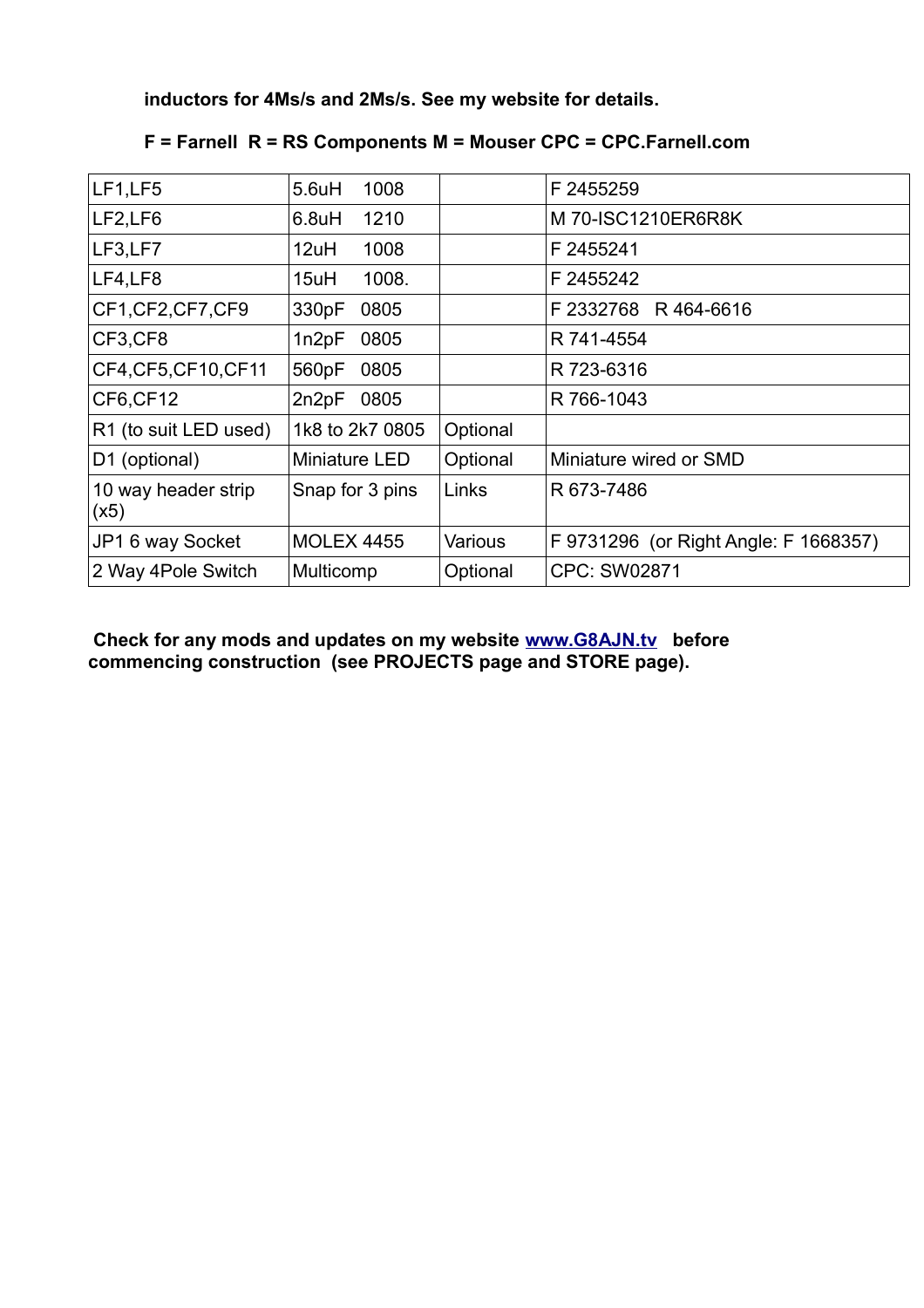**inductors for 4Ms/s and 2Ms/s. See my website for details.**

**F = Farnell R = RS Components M = Mouser CPC = CPC.Farnell.com**

| | | | |
|---|---|---|---|
| LF1,LF5 | 5.6uH 1008 | | F 2455259 |
| LF2,LF6 | 6.8uH 1210 | | M 70-ISC1210ER6R8K |
| LF3,LF7 | 12uH 1008 | | F 2455241 |
| LF4,LF8 | 15uH 1008. | | F 2455242 |
| CF1,CF2,CF7,CF9 | 330pF 0805 | | F 2332768 R 464-6616 |
| CF3,CF8 | 1n2pF 0805 | | R 741-4554 |
| CF4,CF5,CF10,CF11 | 560pF 0805 | | R 723-6316 |
| CF6,CF12 | 2n2pF 0805 | | R 766-1043 |
| R1 (to suit LED used) | 1k8 to 2k7 0805 | Optional | |
| D1 (optional) | Miniature LED | Optional | Miniature wired or SMD |
| 10 way header strip (x5) | Snap for 3 pins | Links | R 673-7486 |
| JP1 6 way Socket | MOLEX 4455 | Various | F 9731296 (or Right Angle: F 1668357) |
| 2 Way 4Pole Switch | Multicomp | Optional | CPC: SW02871 |

**Check for any mods and updates on my website www.G8AJN.tv before commencing construction (see PROJECTS page and STORE page).**